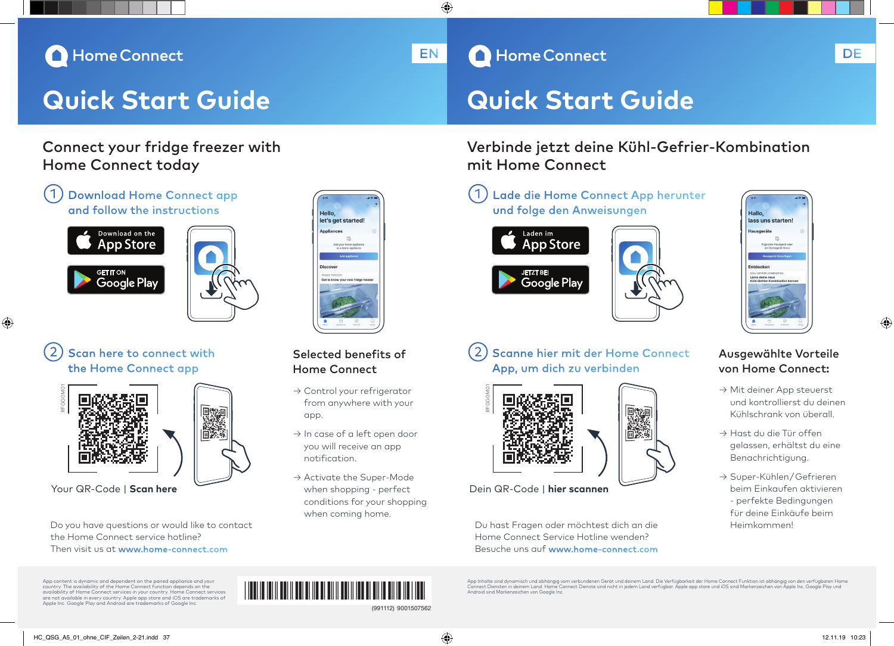# Home Connect

EN

# Quick Start Guide

## Connect your fridge freezer with Home Connect today

### 1 Download Home Connect app and follow the instructions

Download on the App Store

GET IT ON Google Play

### 2 Scan here to connect with the Home Connect app

RFGGOM01

Your QR-Code | **Scan here**

### Selected benefits of Home Connect

- → Control your refrigerator from anywhere with your app.
- → In case of a left open door you will receive an app notification.
- → Activate the Super-Mode when shopping - perfect conditions for your shopping when coming home.

Do you have questions or would like to contact the Home Connect service hotline?
Then visit us at **www.home-connect.com**

App content is dynamic and dependent on the paired appliance and your country. The availability of the Home Connect function depends on the availability of Home Connect services in your country. Home Connect services are not available in every country. Apple app store and iOS are trademarks of Apple Inc. Google Play and Android are trademarks of Google Inc.

(991112) 9001507562

# Home Connect

DE

# Quick Start Guide

## Verbinde jetzt deine Kühl-Gefrier-Kombination mit Home Connect

### 1 Lade die Home Connect App herunter und folge den Anweisungen

Laden im App Store

JETZT BEI Google Play

### 2 Scanne hier mit der Home Connect App, um dich zu verbinden

RFGGOM01

Dein QR-Code | **hier scannen**

### Ausgewählte Vorteile von Home Connect:

- → Mit deiner App steuerst und kontrollierst du deinen Kühlschrank von überall.
- → Hast du die Tür offen gelassen, erhältst du eine Benachrichtigung.
- → Super-Kühlen/Gefrieren beim Einkaufen aktivieren - perfekte Bedingungen für deine Einkäufe beim Heimkommen!

Du hast Fragen oder möchtest dich an die Home Connect Service Hotline wenden?
Besuche uns auf **www.home-connect.com**

App Inhalte sind dynamisch und abhängig vom verbundenen Gerät und deinem Land. Die Verfügbarkeit der Home Connect Funktion ist abhängig von den verfügbaren Home Connect Diensten in deinem Land. Home Connect Dienste sind nicht in jedem Land verfügbar. Apple app store und iOS sind Markenzeichen von Apple Inc. Google Play und Android sind Markenzeichen von Google Inc.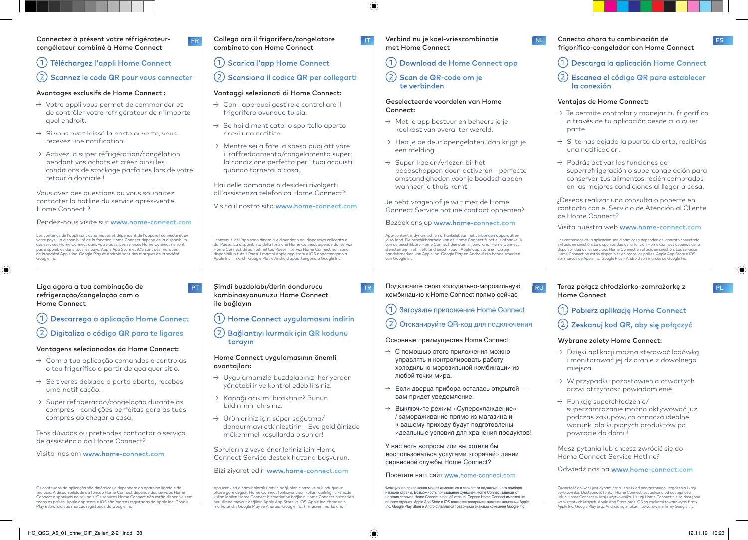## Connectez à présent votre réfrigérateur-congélateur combiné à Home Connect

FR

1. Téléchargez l'appli Home Connect
2. Scannez le code QR pour vous connecter

**Avantages exclusifs de Home Connect :**

→ Votre appli vous permet de commander et de contrôler votre réfrigérateur de n'importe quel endroit.

→ Si vous avez laissé la porte ouverte, vous recevez une notification.

→ Activez la super réfrigération/congélation pendant vos achats et créez ainsi les conditions de stockage parfaites lors de votre retour à domicile !

Vous avez des questions ou vous souhaitez contacter la hotline du service après-vente Home Connect ?

Rendez-nous visite sur **www.home-connect.com**

Les contenus de l'appli sont dynamiques et dépendent de l'appareil connecté et de votre pays. La disponibilité de la fonction Home Connect dépend de la disponibilité des services Home Connect dans votre pays. Les services Home Connect ne sont pas disponibles dans tous les pays. Apple App Store et iOS sont des marques de la société Apple Inc. Google Play et Android sont des marques de la société Google Inc.

## Collega ora il frigorifero/congelatore combinato con Home Connect

IT

1. Scarica l'app Home Connect
2. Scansiona il codice QR per collegarti

**Vantaggi selezionati di Home Connect:**

→ Con l'app puoi gestire e controllare il frigorifero ovunque tu sia.

→ Se hai dimenticato lo sportello aperto ricevi una notifica.

→ Mentre sei a fare la spesa puoi attivare il raffreddamento/congelamento super: la condizione perfetta per i tuoi acquisti quando tornerai a casa.

Hai delle domande o desideri rivolgerti all'assistenza telefonica Home Connect?

Visita il nostro sito **www.home-connect.com**

I contenuti dell'app sono dinamici e dipendono dal dispositivo collegato e dal Paese. La disponibilità della funzione Home Connect dipende dai servizi Home Connect disponibili nel tuo Paese. I servizi Home Connect non sono disponibili in tutti i Paesi. I marchi Apple app store e iOS appartengono a Apple Inc. I marchi Google Play e Android appartengono a Google Inc.

## Verbind nu je koel-vriescombinatie met Home Connect

NL

1. Download de Home Connect app
2. Scan de QR-code om je te verbinden

**Geselecteerde voordelen van Home Connect:**

→ Met je app bestuur en beheers je je koelkast van overal ter wereld.

→ Heb je de deur opengelaten, dan krijgt je een melding.

→ Super-koelen/vriezen bij het boodschappen doen activeren - perfecte omstandigheden voor je boodschappen wanneer je thuis komt!

Je hebt vragen of je wilt met de Home Connect Service hotline contact opnemen?

Bezoek ons op **www.home-connect.com**

App-content is dynamisch en afhankelijk van het verbonden apparaat en jouw land. De beschikbaarheid van de Home Connect functie is afhankelijk van de beschikbare Home Connect diensten in jouw land. Home Connect diensten zijn niet in elk land beschikbaar. Apple app store en iOS zijn handelsmerken van Apple Inc. Google Play en Android zijn handelsmerken van Google Inc.

## Conecta ahora tu combinación de frigorífico-congelador con Home Connect

ES

1. Descarga la aplicación Home Connect
2. Escanea el código QR para establecer la conexión

**Ventajas de Home Connect:**

→ Te permite controlar y manejar tu frigorífico a través de tu aplicación desde cualquier parte.

→ Si te has dejado la puerta abierta, recibirás una notificación.

→ Podrás activar las funciones de superrefrigeración o supercongelación para conservar tus alimentos recién comprados en las mejores condiciones al llegar a casa.

¿Deseas realizar una consulta o ponerte en contacto con el Servicio de Atención al Cliente de Home Connect?

Visita nuestra web **www.home-connect.com**

Los contenidos de la aplicación son dinámicos y dependen del aparato conectado y el país en cuestión. La disponibilidad de la función Home Connect depende de la disponibilidad de los servicios Home Connect en el país en cuestión. Los servicios Home Connect no están disponibles en todos los países. Apple App Store e iOS son marcas de Apple Inc. Google Play y Android son marcas de Google Inc.

## Liga agora a tua combinação de refrigeração/congelação com o Home Connect

PT

1. Descarrega a aplicação Home Connect
2. Digitaliza o código QR para te ligares

**Vantagens selecionadas da Home Connect:**

→ Com a tua aplicação comandas e controlas o teu frigorífico a partir de qualquer sítio.

→ Se tiveres deixado a porta aberta, recebes uma notificação.

→ Super refrigeração/congelação durante as compras - condições perfeitas para as tuas compras ao chegar a casa!

Tens dúvidas ou pretendes contactar o serviço de assistência da Home Connect?

Visita-nos em **www.home-connect.com**

Os conteúdos da aplicação são dinâmicos e dependem do aparelho ligado e do teu país. A disponibilidade da função Home Connect depende dos serviços Home Connect disponíveis no teu país. Os serviços Home Connect não estão disponíveis em todos os países. Apple app store e iOS são marcas registadas da Apple Inc. Google Play e Android são marcas registadas da Google Inc.

## Şimdi buzdolabı/derin dondurucu kombinasyonunuzu Home Connect ile bağlayın

TR

1. Home Connect uygulamasını indirin
2. Bağlantıyı kurmak için QR kodunu tarayın

**Home Connect uygulamasının önemli avantajları:**

→ Uygulamanızla buzdolabınızı her yerden yönetebilir ve kontrol edebilirsiniz.

→ Kapağı açık mı bıraktınız? Bunun bildirimini alırsınız.

→ Ürünleriniz için süper soğutma/dondurmayı etkinleştirin - Eve geldiğinizde mükemmel koşullarda olsunlar!

Sorularınız veya önerileriniz için Home Connect Service destek hattına başvurun.

Bizi ziyaret edin **www.home-connect.com**

App içerikleri dinamik olarak üretilir, bağlı olan cihaza ve bulunduğunuz ülkeye göre değişir. Home Connect fonksiyonunun kullanılabilirliği, ülkenizde kullanılabilen Home Connect hizmetlerine bağlıdır. Home Connect hizmetleri her ülkede mevcut değildir. Apple App store ve iOS, Apple Inc. firmasının markalarıdır. Google Play ve Android, Google Inc. firmasının markalarıdır.

## Подключите свою холодильно-морозильную комбинацию к Home Connect прямо сейчас

RU

1. Загрузите приложение Home Connect
2. Отсканируйте QR-код для подключения

**Основные преимущества Home Connect:**

→ С помощью этого приложения можно управлять и контролировать работу холодильно-морозильной комбинации из любой точки мира.

→ Если дверца прибора осталась открытой — вам придет уведомление.

→ Выключите режим «Суперохлаждение» / замораживание прямо из магазина и к вашему приходу будут подготовлены идеальные условия для хранения продуктов!

У вас есть вопросы или вы хотели бы воспользоваться услугами «горячей» линии сервисной службы Home Connect?

Посетите наш сайт **www.home-connect.com**

Функционал приложения может изменяться и зависит от подключенного прибора и вашей страны. Возможность пользования функцией Home Connect зависит от наличия сервиса Home Connect в вашей стране. Сервис Home Connect имеется не во всех странах. Apple App Store и iOS являются товарными знаками компании Apple Inc. Google Play Store и Android являются товарными знаками компании Google Inc.

## Teraz połącz chłodziarko-zamrażarkę z Home Connect

PL

1. Pobierz aplikację Home Connect
2. Zeskanuj kod QR, aby się połączyć

**Wybrane zalety Home Connect:**

→ Dzięki aplikacji pozostaje sterować lodówką i monitorować jej działanie z dowolnego miejsca.

→ W przypadku pozostawienia otwartych drzwi otrzymasz powiadomienie.

→ Funkcję superchłodzenie/superzamrażanie można aktywować już podczas zakupów, co oznacza idealne warunki dla kupionych produktów po powrocie do domu!

Masz pytania lub chcesz zwrócić się do Home Connect Service Hotline?

Odwiedź nas na **www.home-connect.com**

Zawartość aplikacji jest dynamiczna i zależy od podłączonego urządzenia i kraju użytkownika. Dostępność funkcji Home Connect jest zależna od dostępności usług Home Connect w kraju użytkownika. Usługi Home Connect nie są dostępne we wszystkich krajach. Apple App Store oraz iOS są znakami towarowymi firmy Apple Inc. Google Play oraz Android są znakami towarowymi firmy Google Inc.